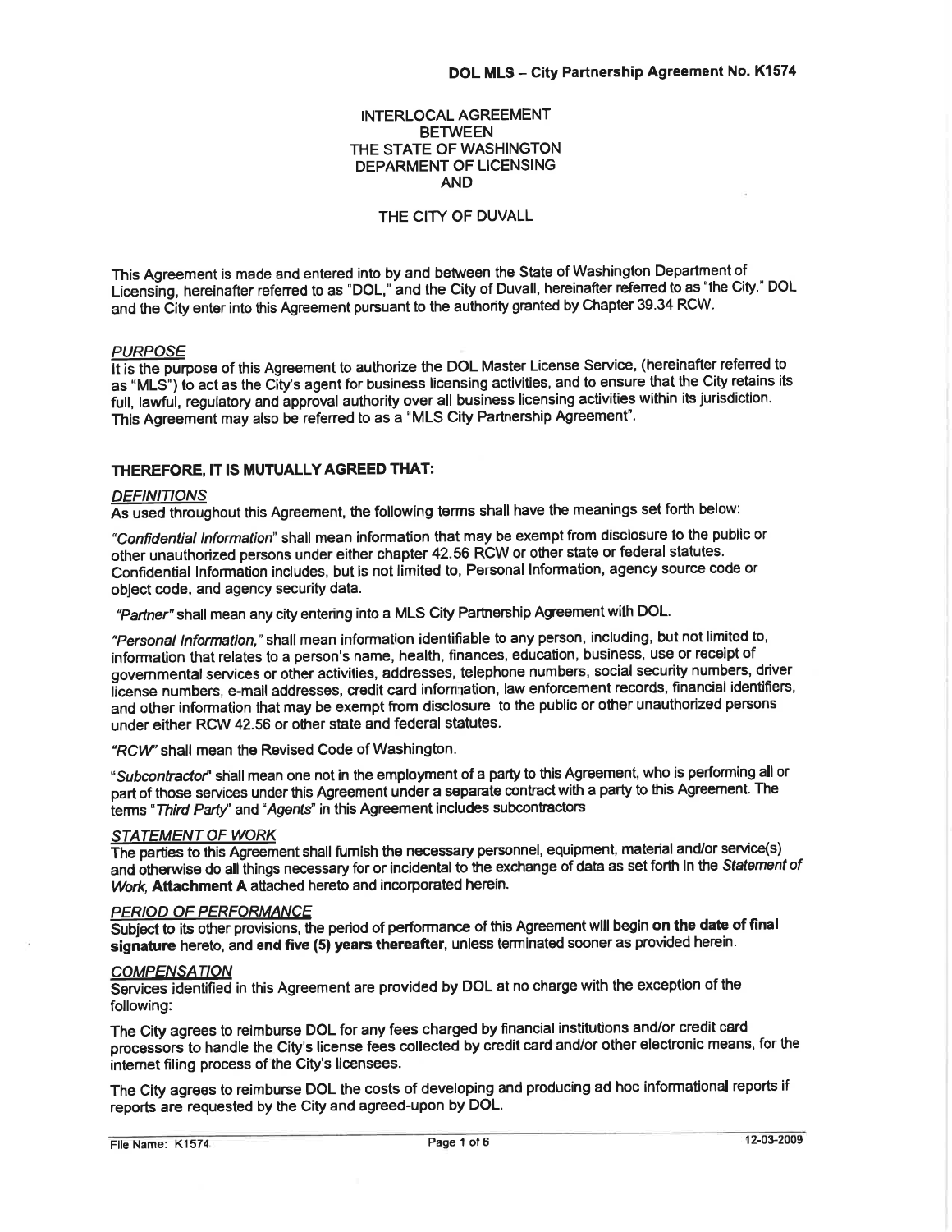**DOL MLS – City Partnership Agreement No. K1574**

INTERLOCAL AGREEMENT
BETWEEN
THE STATE OF WASHINGTON
DEPARMENT OF LICENSING
AND

THE CITY OF DUVALL

This Agreement is made and entered into by and between the State of Washington Department of Licensing, hereinafter referred to as "DOL," and the City of Duvall, hereinafter referred to as "the City." DOL and the City enter into this Agreement pursuant to the authority granted by Chapter 39.34 RCW.

*PURPOSE*

It is the purpose of this Agreement to authorize the DOL Master License Service, (hereinafter referred to as "MLS") to act as the City's agent for business licensing activities, and to ensure that the City retains its full, lawful, regulatory and approval authority over all business licensing activities within its jurisdiction. This Agreement may also be referred to as a "MLS City Partnership Agreement".

**THEREFORE, IT IS MUTUALLY AGREED THAT:**

*DEFINITIONS*

As used throughout this Agreement, the following terms shall have the meanings set forth below:

*"Confidential Information"* shall mean information that may be exempt from disclosure to the public or other unauthorized persons under either chapter 42.56 RCW or other state or federal statutes. Confidential Information includes, but is not limited to, Personal Information, agency source code or object code, and agency security data.

*"Partner"* shall mean any city entering into a MLS City Partnership Agreement with DOL.

*"Personal Information,"* shall mean information identifiable to any person, including, but not limited to, information that relates to a person's name, health, finances, education, business, use or receipt of governmental services or other activities, addresses, telephone numbers, social security numbers, driver license numbers, e-mail addresses, credit card information, law enforcement records, financial identifiers, and other information that may be exempt from disclosure to the public or other unauthorized persons under either RCW 42.56 or other state and federal statutes.

*"RCW"* shall mean the Revised Code of Washington.

*"Subcontractor"* shall mean one not in the employment of a party to this Agreement, who is performing all or part of those services under this Agreement under a separate contract with a party to this Agreement. The terms *"Third Party"* and *"Agents"* in this Agreement includes subcontractors

*STATEMENT OF WORK*

The parties to this Agreement shall furnish the necessary personnel, equipment, material and/or service(s) and otherwise do all things necessary for or incidental to the exchange of data as set forth in the *Statement of Work*, **Attachment A** attached hereto and incorporated herein.

*PERIOD OF PERFORMANCE*

Subject to its other provisions, the period of performance of this Agreement will begin **on the date of final signature** hereto, and **end five (5) years thereafter**, unless terminated sooner as provided herein.

*COMPENSATION*

Services identified in this Agreement are provided by DOL at no charge with the exception of the following:

The City agrees to reimburse DOL for any fees charged by financial institutions and/or credit card processors to handle the City's license fees collected by credit card and/or other electronic means, for the internet filing process of the City's licensees.

The City agrees to reimburse DOL the costs of developing and producing ad hoc informational reports if reports are requested by the City and agreed-upon by DOL.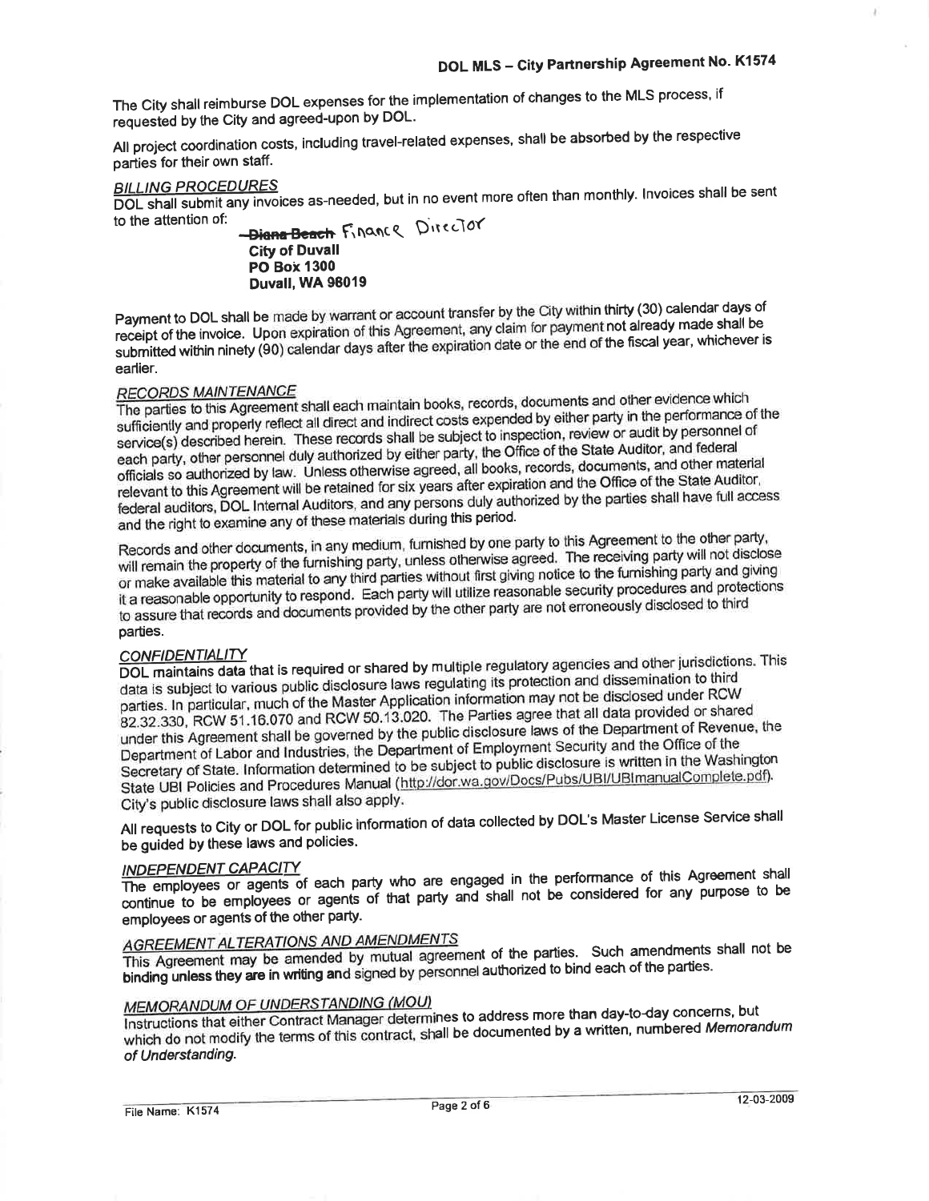The City shall reimburse DOL expenses for the implementation of changes to the MLS process, if requested by the City and agreed-upon by DOL.

All project coordination costs, including travel-related expenses, shall be absorbed by the respective parties for their own staff.

*BILLING PROCEDURES*

DOL shall submit any invoices as-needed, but in no event more often than monthly. Invoices shall be sent to the attention of:

> ~~Diana Beach~~ Finance Director
> **City of Duvall**
> **PO Box 1300**
> **Duvall, WA 98019**

Payment to DOL shall be made by warrant or account transfer by the City within thirty (30) calendar days of receipt of the invoice. Upon expiration of this Agreement, any claim for payment not already made shall be submitted within ninety (90) calendar days after the expiration date or the end of the fiscal year, whichever is earlier.

*RECORDS MAINTENANCE*

The parties to this Agreement shall each maintain books, records, documents and other evidence which sufficiently and properly reflect all direct and indirect costs expended by either party in the performance of the service(s) described herein. These records shall be subject to inspection, review or audit by personnel of each party, other personnel duly authorized by either party, the Office of the State Auditor, and federal officials so authorized by law. Unless otherwise agreed, all books, records, documents, and other material relevant to this Agreement will be retained for six years after expiration and the Office of the State Auditor, federal auditors, DOL Internal Auditors, and any persons duly authorized by the parties shall have full access and the right to examine any of these materials during this period.

Records and other documents, in any medium, furnished by one party to this Agreement to the other party, will remain the property of the furnishing party, unless otherwise agreed. The receiving party will not disclose or make available this material to any third parties without first giving notice to the furnishing party and giving it a reasonable opportunity to respond. Each party will utilize reasonable security procedures and protections to assure that records and documents provided by the other party are not erroneously disclosed to third parties.

*CONFIDENTIALITY*

DOL maintains data that is required or shared by multiple regulatory agencies and other jurisdictions. This data is subject to various public disclosure laws regulating its protection and dissemination to third parties. In particular, much of the Master Application information may not be disclosed under RCW 82.32.330, RCW 51.16.070 and RCW 50.13.020. The Parties agree that all data provided or shared under this Agreement shall be governed by the public disclosure laws of the Department of Revenue, the Department of Labor and Industries, the Department of Employment Security and the Office of the Secretary of State. Information determined to be subject to public disclosure is written in the Washington State UBI Policies and Procedures Manual (http://dor.wa.gov/Docs/Pubs/UBI/UBImanualComplete.pdf). City's public disclosure laws shall also apply.

All requests to City or DOL for public information of data collected by DOL's Master License Service shall be guided by these laws and policies.

*INDEPENDENT CAPACITY*

The employees or agents of each party who are engaged in the performance of this Agreement shall continue to be employees or agents of that party and shall not be considered for any purpose to be employees or agents of the other party.

*AGREEMENT ALTERATIONS AND AMENDMENTS*

This Agreement may be amended by mutual agreement of the parties. Such amendments shall not be binding unless they are in writing and signed by personnel authorized to bind each of the parties.

*MEMORANDUM OF UNDERSTANDING (MOU)*

Instructions that either Contract Manager determines to address more than day-to-day concerns, but which do not modify the terms of this contract, shall be documented by a written, numbered *Memorandum of Understanding*.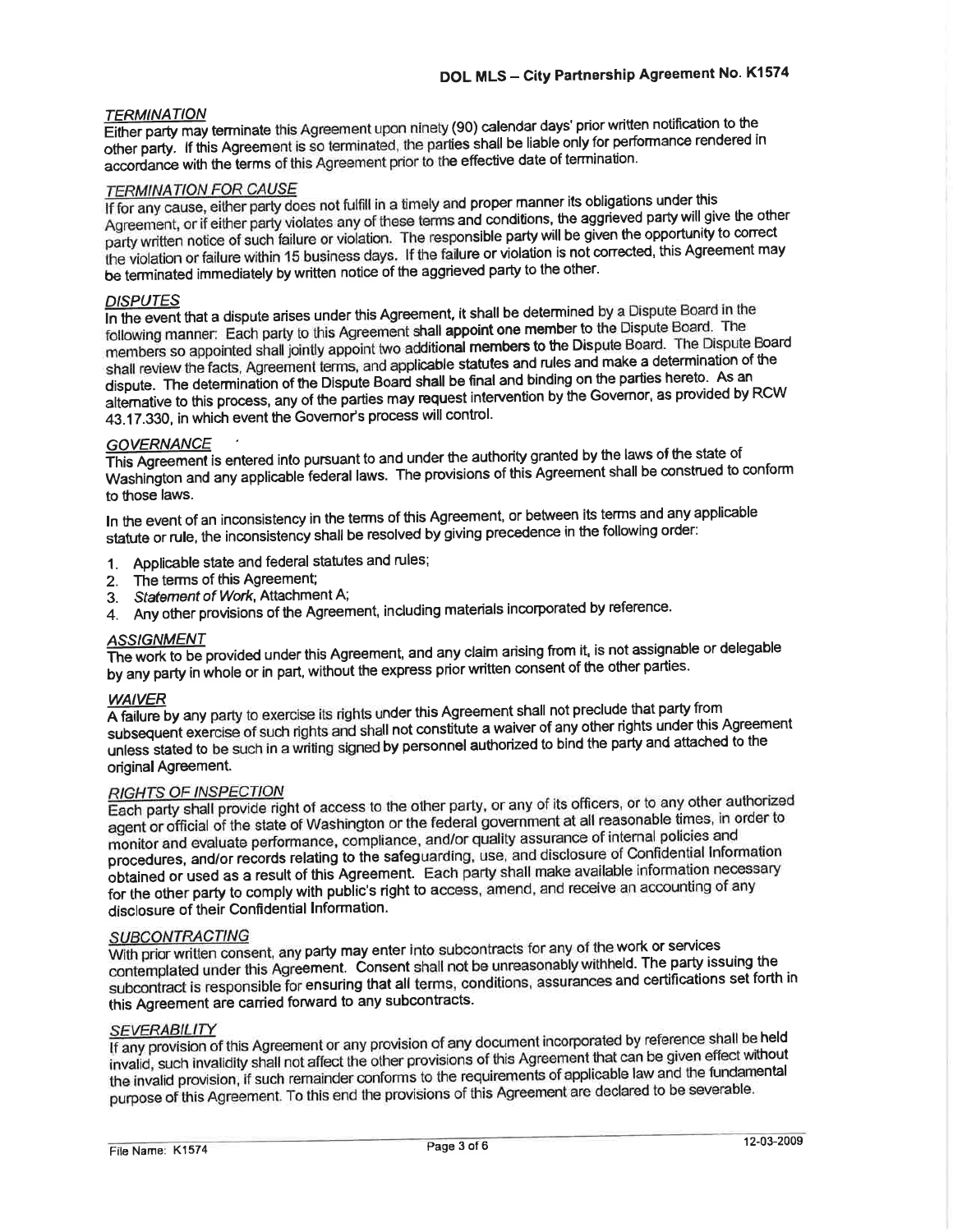### *TERMINATION*

Either party may terminate this Agreement upon ninety (90) calendar days' prior written notification to the other party. If this Agreement is so terminated, the parties shall be liable only for performance rendered in accordance with the terms of this Agreement prior to the effective date of termination.

### *TERMINATION FOR CAUSE*

If for any cause, either party does not fulfill in a timely and proper manner its obligations under this Agreement, or if either party violates any of these terms and conditions, the aggrieved party will give the other party written notice of such failure or violation. The responsible party will be given the opportunity to correct the violation or failure within 15 business days. If the failure or violation is not corrected, this Agreement may be terminated immediately by written notice of the aggrieved party to the other.

### *DISPUTES*

In the event that a dispute arises under this Agreement, it shall be determined by a Dispute Board in the following manner: Each party to this Agreement shall appoint one member to the Dispute Board. The members so appointed shall jointly appoint two additional members to the Dispute Board. The Dispute Board shall review the facts, Agreement terms, and applicable statutes and rules and make a determination of the dispute. The determination of the Dispute Board shall be final and binding on the parties hereto. As an alternative to this process, any of the parties may request intervention by the Governor, as provided by RCW 43.17.330, in which event the Governor's process will control.

### *GOVERNANCE*

This Agreement is entered into pursuant to and under the authority granted by the laws of the state of Washington and any applicable federal laws. The provisions of this Agreement shall be construed to conform to those laws.

In the event of an inconsistency in the terms of this Agreement, or between its terms and any applicable statute or rule, the inconsistency shall be resolved by giving precedence in the following order:

1. Applicable state and federal statutes and rules;
2. The terms of this Agreement;
3. *Statement of Work*, Attachment A;
4. Any other provisions of the Agreement, including materials incorporated by reference.

### *ASSIGNMENT*

The work to be provided under this Agreement, and any claim arising from it, is not assignable or delegable by any party in whole or in part, without the express prior written consent of the other parties.

### *WAIVER*

A failure by any party to exercise its rights under this Agreement shall not preclude that party from subsequent exercise of such rights and shall not constitute a waiver of any other rights under this Agreement unless stated to be such in a writing signed by personnel authorized to bind the party and attached to the original Agreement.

### *RIGHTS OF INSPECTION*

Each party shall provide right of access to the other party, or any of its officers, or to any other authorized agent or official of the state of Washington or the federal government at all reasonable times, in order to monitor and evaluate performance, compliance, and/or quality assurance of internal policies and procedures, and/or records relating to the safeguarding, use, and disclosure of Confidential Information obtained or used as a result of this Agreement. Each party shall make available information necessary for the other party to comply with public's right to access, amend, and receive an accounting of any disclosure of their Confidential Information.

### *SUBCONTRACTING*

With prior written consent, any party may enter into subcontracts for any of the work or services contemplated under this Agreement. Consent shall not be unreasonably withheld. The party issuing the subcontract is responsible for ensuring that all terms, conditions, assurances and certifications set forth in this Agreement are carried forward to any subcontracts.

### *SEVERABILITY*

If any provision of this Agreement or any provision of any document incorporated by reference shall be held invalid, such invalidity shall not affect the other provisions of this Agreement that can be given effect without the invalid provision, if such remainder conforms to the requirements of applicable law and the fundamental purpose of this Agreement. To this end the provisions of this Agreement are declared to be severable.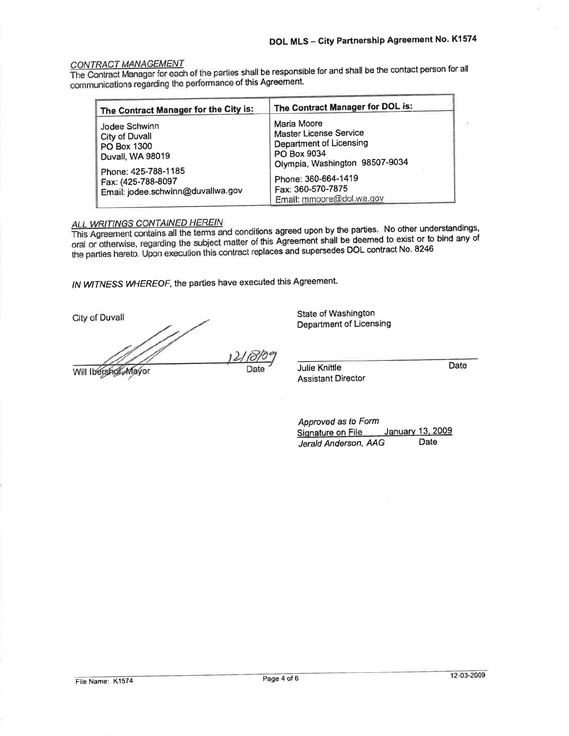## DOL MLS – City Partnership Agreement No. K1574

*CONTRACT MANAGEMENT*

The Contract Manager for each of the parties shall be responsible for and shall be the contact person for all communications regarding the performance of this Agreement.

| The Contract Manager for the City is: | The Contract Manager for DOL is: |
|---|---|
| Jodee Schwinn<br>City of Duvall<br>PO Box 1300<br>Duvall, WA 98019<br><br>Phone: 425-788-1185<br>Fax: (425-788-8097<br>Email: jodee.schwinn@duvallwa.gov | Maria Moore<br>Master License Service<br>Department of Licensing<br>PO Box 9034<br>Olympia, Washington 98507-9034<br><br>Phone: 360-664-1419<br>Fax: 360-570-7875<br>Email: mmoore@dol.wa.gov |

*ALL WRITINGS CONTAINED HEREIN*

This Agreement contains all the terms and conditions agreed upon by the parties. No other understandings, oral or otherwise, regarding the subject matter of this Agreement shall be deemed to exist or to bind any of the parties hereto. Upon execution this contract replaces and supersedes DOL contract No. 8246

*IN WITNESS WHEREOF*, the parties have executed this Agreement.

City of Duvall

Will Ibershof, Mayor — Date: 12/8/09

State of Washington
Department of Licensing

Julie Knittle, Assistant Director — Date

*Approved as to Form*
Signature on File — January 13, 2009
*Jerald Anderson, AAG* — Date

File Name: K1574 — 12-03-2009